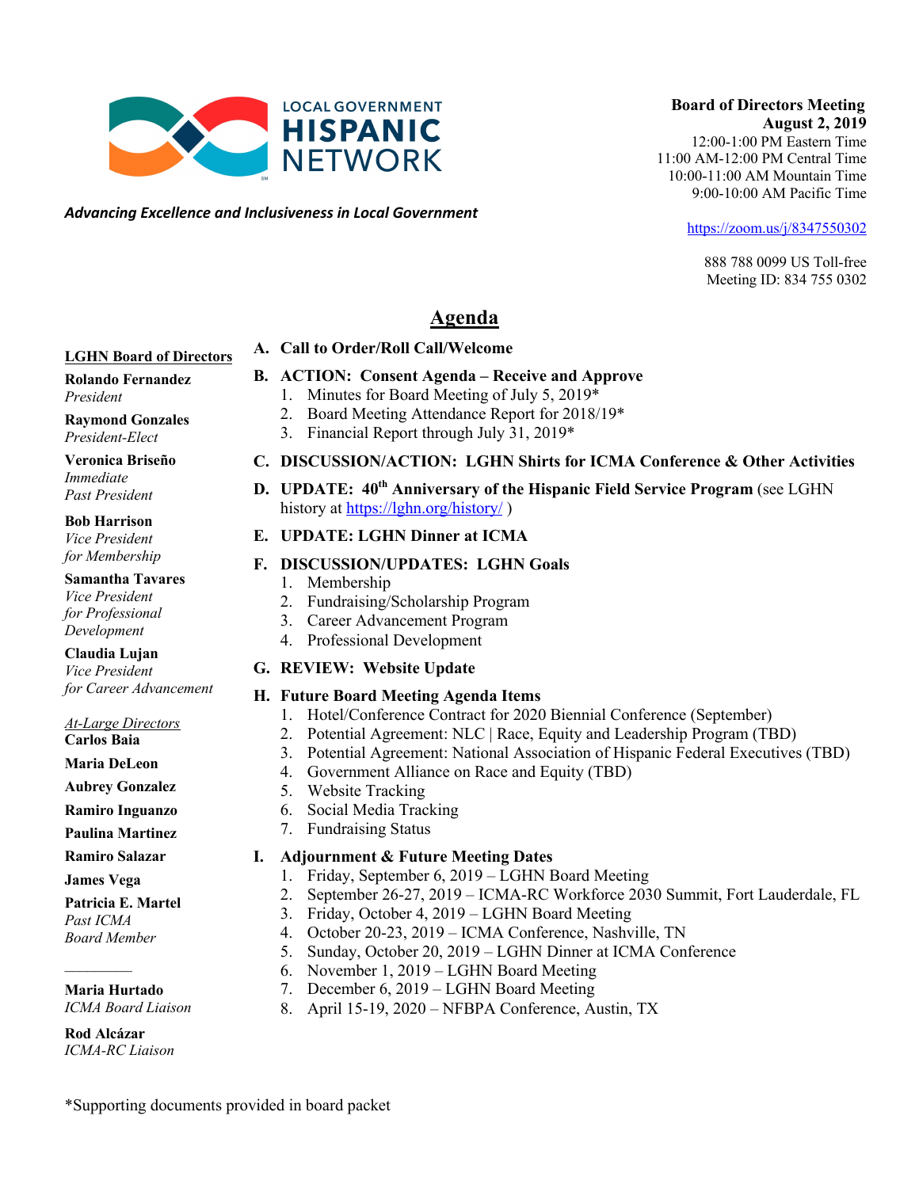LOCAL GOVERNMENT **HISPANIC** NETWORK

*Advancing Excellence and Inclusiveness in Local Government*

**Board of Directors Meeting**
**August 2, 2019**
12:00-1:00 PM Eastern Time
11:00 AM-12:00 PM Central Time
10:00-11:00 AM Mountain Time
9:00-10:00 AM Pacific Time

https://zoom.us/j/8347550302

888 788 0099 US Toll-free
Meeting ID: 834 755 0302

# Agenda

**A. Call to Order/Roll Call/Welcome**

**B. ACTION: Consent Agenda – Receive and Approve**
1. Minutes for Board Meeting of July 5, 2019*
2. Board Meeting Attendance Report for 2018/19*
3. Financial Report through July 31, 2019*

**C. DISCUSSION/ACTION: LGHN Shirts for ICMA Conference & Other Activities**

**D. UPDATE: 40th Anniversary of the Hispanic Field Service Program** (see LGHN history at https://lghn.org/history/ )

**E. UPDATE: LGHN Dinner at ICMA**

**F. DISCUSSION/UPDATES: LGHN Goals**
1. Membership
2. Fundraising/Scholarship Program
3. Career Advancement Program
4. Professional Development

**G. REVIEW: Website Update**

**H. Future Board Meeting Agenda Items**
1. Hotel/Conference Contract for 2020 Biennial Conference (September)
2. Potential Agreement: NLC | Race, Equity and Leadership Program (TBD)
3. Potential Agreement: National Association of Hispanic Federal Executives (TBD)
4. Government Alliance on Race and Equity (TBD)
5. Website Tracking
6. Social Media Tracking
7. Fundraising Status

**I. Adjournment & Future Meeting Dates**
1. Friday, September 6, 2019 – LGHN Board Meeting
2. September 26-27, 2019 – ICMA-RC Workforce 2030 Summit, Fort Lauderdale, FL
3. Friday, October 4, 2019 – LGHN Board Meeting
4. October 20-23, 2019 – ICMA Conference, Nashville, TN
5. Sunday, October 20, 2019 – LGHN Dinner at ICMA Conference
6. November 1, 2019 – LGHN Board Meeting
7. December 6, 2019 – LGHN Board Meeting
8. April 15-19, 2020 – NFBPA Conference, Austin, TX

**LGHN Board of Directors**

**Rolando Fernandez**
*President*

**Raymond Gonzales**
*President-Elect*

**Veronica Briseño**
*Immediate Past President*

**Bob Harrison**
*Vice President for Membership*

**Samantha Tavares**
*Vice President for Professional Development*

**Claudia Lujan**
*Vice President for Career Advancement*

*At-Large Directors*

**Carlos Baia**

**Maria DeLeon**

**Aubrey Gonzalez**

**Ramiro Inguanzo**

**Paulina Martinez**

**Ramiro Salazar**

**James Vega**

**Patricia E. Martel**
*Past ICMA Board Member*

---

**Maria Hurtado**
*ICMA Board Liaison*

**Rod Alcázar**
*ICMA-RC Liaison*

*Supporting documents provided in board packet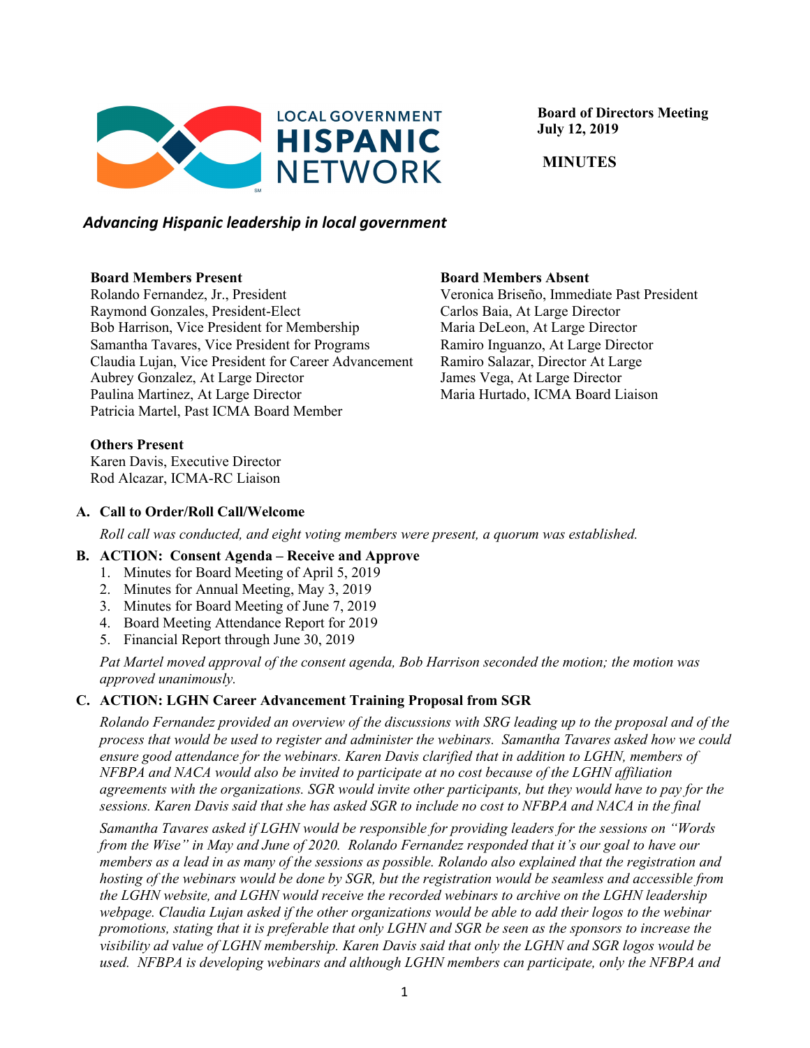**LOCAL GOVERNMENT HISPANIC NETWORK**

**Board of Directors Meeting**
**July 12, 2019**

**MINUTES**

***Advancing Hispanic leadership in local government***

**Board Members Present**
Rolando Fernandez, Jr., President
Raymond Gonzales, President-Elect
Bob Harrison, Vice President for Membership
Samantha Tavares, Vice President for Programs
Claudia Lujan, Vice President for Career Advancement
Aubrey Gonzalez, At Large Director
Paulina Martinez, At Large Director
Patricia Martel, Past ICMA Board Member

**Board Members Absent**
Veronica Briseño, Immediate Past President
Carlos Baia, At Large Director
Maria DeLeon, At Large Director
Ramiro Inguanzo, At Large Director
Ramiro Salazar, Director At Large
James Vega, At Large Director
Maria Hurtado, ICMA Board Liaison

**Others Present**
Karen Davis, Executive Director
Rod Alcazar, ICMA-RC Liaison

**A. Call to Order/Roll Call/Welcome**

*Roll call was conducted, and eight voting members were present, a quorum was established.*

**B. ACTION: Consent Agenda – Receive and Approve**

1. Minutes for Board Meeting of April 5, 2019
2. Minutes for Annual Meeting, May 3, 2019
3. Minutes for Board Meeting of June 7, 2019
4. Board Meeting Attendance Report for 2019
5. Financial Report through June 30, 2019

*Pat Martel moved approval of the consent agenda, Bob Harrison seconded the motion; the motion was approved unanimously.*

**C. ACTION: LGHN Career Advancement Training Proposal from SGR**

*Rolando Fernandez provided an overview of the discussions with SRG leading up to the proposal and of the process that would be used to register and administer the webinars. Samantha Tavares asked how we could ensure good attendance for the webinars. Karen Davis clarified that in addition to LGHN, members of NFBPA and NACA would also be invited to participate at no cost because of the LGHN affiliation agreements with the organizations. SGR would invite other participants, but they would have to pay for the sessions. Karen Davis said that she has asked SGR to include no cost to NFBPA and NACA in the final*

*Samantha Tavares asked if LGHN would be responsible for providing leaders for the sessions on "Words from the Wise" in May and June of 2020. Rolando Fernandez responded that it's our goal to have our members as a lead in as many of the sessions as possible. Rolando also explained that the registration and hosting of the webinars would be done by SGR, but the registration would be seamless and accessible from the LGHN website, and LGHN would receive the recorded webinars to archive on the LGHN leadership webpage. Claudia Lujan asked if the other organizations would be able to add their logos to the webinar promotions, stating that it is preferable that only LGHN and SGR be seen as the sponsors to increase the visibility ad value of LGHN membership. Karen Davis said that only the LGHN and SGR logos would be used. NFBPA is developing webinars and although LGHN members can participate, only the NFBPA and*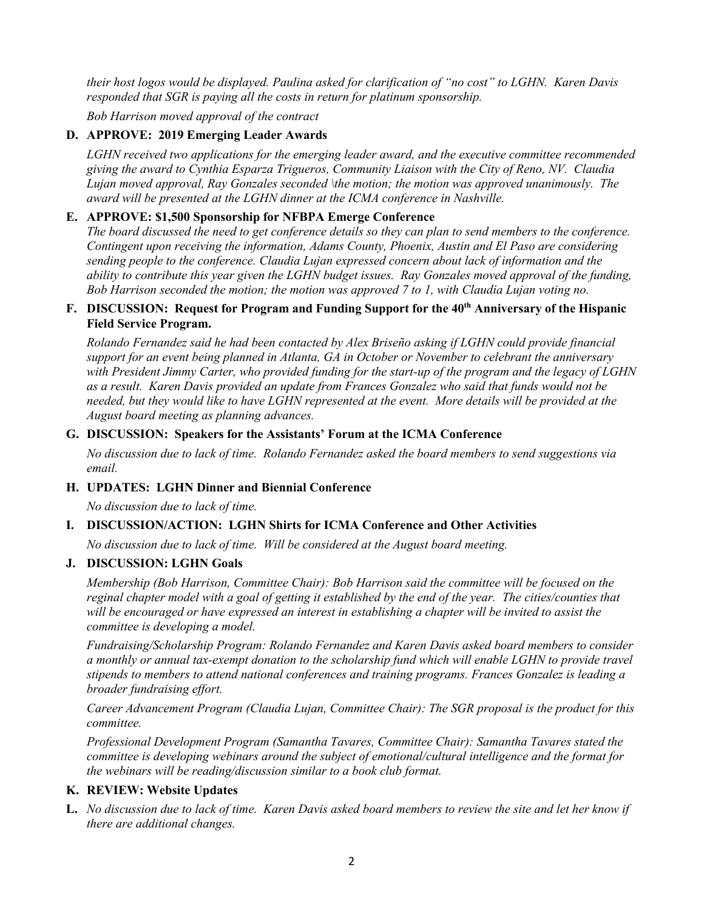*their host logos would be displayed. Paulina asked for clarification of "no cost" to LGHN. Karen Davis responded that SGR is paying all the costs in return for platinum sponsorship.*

*Bob Harrison moved approval of the contract*

**D. APPROVE: 2019 Emerging Leader Awards**

*LGHN received two applications for the emerging leader award, and the executive committee recommended giving the award to Cynthia Esparza Trigueros, Community Liaison with the City of Reno, NV. Claudia Lujan moved approval, Ray Gonzales seconded \the motion; the motion was approved unanimously. The award will be presented at the LGHN dinner at the ICMA conference in Nashville.*

**E. APPROVE: $1,500 Sponsorship for NFBPA Emerge Conference**

*The board discussed the need to get conference details so they can plan to send members to the conference. Contingent upon receiving the information, Adams County, Phoenix, Austin and El Paso are considering sending people to the conference. Claudia Lujan expressed concern about lack of information and the ability to contribute this year given the LGHN budget issues. Ray Gonzales moved approval of the funding, Bob Harrison seconded the motion; the motion was approved 7 to 1, with Claudia Lujan voting no.*

**F. DISCUSSION: Request for Program and Funding Support for the 40th Anniversary of the Hispanic Field Service Program.**

*Rolando Fernandez said he had been contacted by Alex Briseño asking if LGHN could provide financial support for an event being planned in Atlanta, GA in October or November to celebrant the anniversary with President Jimmy Carter, who provided funding for the start-up of the program and the legacy of LGHN as a result. Karen Davis provided an update from Frances Gonzalez who said that funds would not be needed, but they would like to have LGHN represented at the event. More details will be provided at the August board meeting as planning advances.*

**G. DISCUSSION: Speakers for the Assistants' Forum at the ICMA Conference**

*No discussion due to lack of time. Rolando Fernandez asked the board members to send suggestions via email.*

**H. UPDATES: LGHN Dinner and Biennial Conference**

*No discussion due to lack of time.*

**I. DISCUSSION/ACTION: LGHN Shirts for ICMA Conference and Other Activities**

*No discussion due to lack of time. Will be considered at the August board meeting.*

**J. DISCUSSION: LGHN Goals**

*Membership (Bob Harrison, Committee Chair): Bob Harrison said the committee will be focused on the reginal chapter model with a goal of getting it established by the end of the year. The cities/counties that will be encouraged or have expressed an interest in establishing a chapter will be invited to assist the committee is developing a model.*

*Fundraising/Scholarship Program: Rolando Fernandez and Karen Davis asked board members to consider a monthly or annual tax-exempt donation to the scholarship fund which will enable LGHN to provide travel stipends to members to attend national conferences and training programs. Frances Gonzalez is leading a broader fundraising effort.*

*Career Advancement Program (Claudia Lujan, Committee Chair): The SGR proposal is the product for this committee.*

*Professional Development Program (Samantha Tavares, Committee Chair): Samantha Tavares stated the committee is developing webinars around the subject of emotional/cultural intelligence and the format for the webinars will be reading/discussion similar to a book club format.*

**K. REVIEW: Website Updates**

**L.** *No discussion due to lack of time. Karen Davis asked board members to review the site and let her know if there are additional changes.*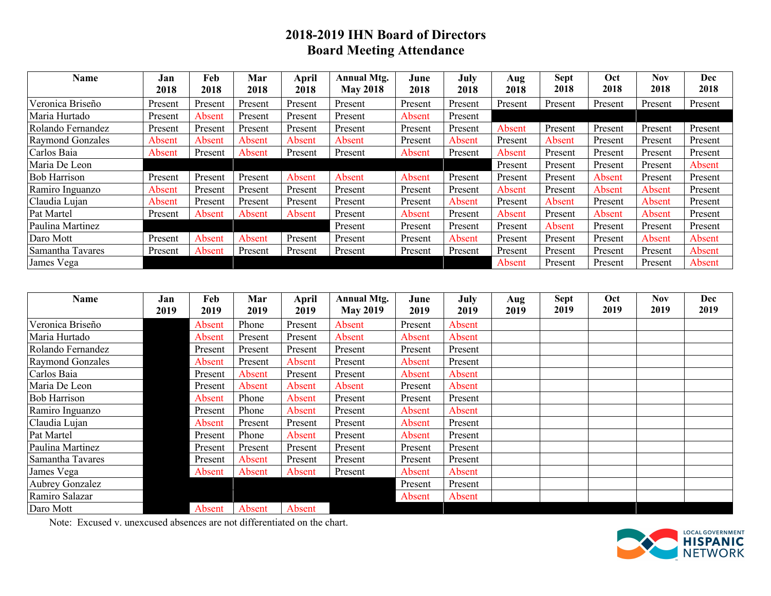# 2018-2019 IHN Board of Directors
## Board Meeting Attendance

| Name | Jan 2018 | Feb 2018 | Mar 2018 | April 2018 | Annual Mtg. May 2018 | June 2018 | July 2018 | Aug 2018 | Sept 2018 | Oct 2018 | Nov 2018 | Dec 2018 |
|---|---|---|---|---|---|---|---|---|---|---|---|---|
| Veronica Briseño | Present | Present | Present | Present | Present | Present | Present | Present | Present | Present | Present | Present |
| Maria Hurtado | Present | Absent | Present | Present | Present | Absent | Present | | | | | |
| Rolando Fernandez | Present | Present | Present | Present | Present | Present | Present | Absent | Present | Present | Present | Present |
| Raymond Gonzales | Absent | Absent | Absent | Absent | Absent | Present | Absent | Present | Absent | Present | Present | Present |
| Carlos Baia | Absent | Present | Absent | Present | Present | Absent | Present | Absent | Present | Present | Present | Present |
| Maria De Leon | | | | | | | | Present | Present | Present | Present | Absent |
| Bob Harrison | Present | Present | Present | Absent | Absent | Absent | Present | Present | Present | Absent | Present | Present |
| Ramiro Inguanzo | Absent | Present | Present | Present | Present | Present | Present | Absent | Present | Absent | Absent | Present |
| Claudia Lujan | Absent | Present | Present | Present | Present | Present | Absent | Present | Absent | Present | Absent | Present |
| Pat Martel | Present | Absent | Absent | Absent | Present | Absent | Present | Absent | Present | Absent | Absent | Present |
| Paulina Martinez | | | | | Present | Present | Present | Present | Absent | Present | Present | Present |
| Daro Mott | Present | Absent | Absent | Present | Present | Present | Absent | Present | Present | Present | Absent | Absent |
| Samantha Tavares | Present | Absent | Present | Present | Present | Present | Present | Present | Present | Present | Present | Absent |
| James Vega | | | | | | | | Absent | Present | Present | Present | Absent |

| Name | Jan 2019 | Feb 2019 | Mar 2019 | April 2019 | Annual Mtg. May 2019 | June 2019 | July 2019 | Aug 2019 | Sept 2019 | Oct 2019 | Nov 2019 | Dec 2019 |
|---|---|---|---|---|---|---|---|---|---|---|---|---|
| Veronica Briseño | | Absent | Phone | Present | Absent | Present | Absent | | | | | |
| Maria Hurtado | | Absent | Present | Present | Absent | Absent | Absent | | | | | |
| Rolando Fernandez | | Present | Present | Present | Present | Present | Present | | | | | |
| Raymond Gonzales | | Absent | Present | Absent | Present | Absent | Present | | | | | |
| Carlos Baia | | Present | Absent | Present | Present | Absent | Absent | | | | | |
| Maria De Leon | | Present | Absent | Absent | Absent | Present | Absent | | | | | |
| Bob Harrison | | Absent | Phone | Absent | Present | Present | Present | | | | | |
| Ramiro Inguanzo | | Present | Phone | Absent | Present | Absent | Absent | | | | | |
| Claudia Lujan | | Absent | Present | Present | Present | Absent | Present | | | | | |
| Pat Martel | | Present | Phone | Absent | Present | Absent | Present | | | | | |
| Paulina Martinez | | Present | Present | Present | Present | Present | Present | | | | | |
| Samantha Tavares | | Present | Absent | Present | Present | Present | Present | | | | | |
| James Vega | | Absent | Absent | Absent | Present | Absent | Absent | | | | | |
| Aubrey Gonzalez | | | | | | Present | Present | | | | | |
| Ramiro Salazar | | | | | | Absent | Absent | | | | | |
| Daro Mott | | Absent | Absent | Absent | | | | | | | | |

Note: Excused v. unexcused absences are not differentiated on the chart.

LOCAL GOVERNMENT HISPANIC NETWORK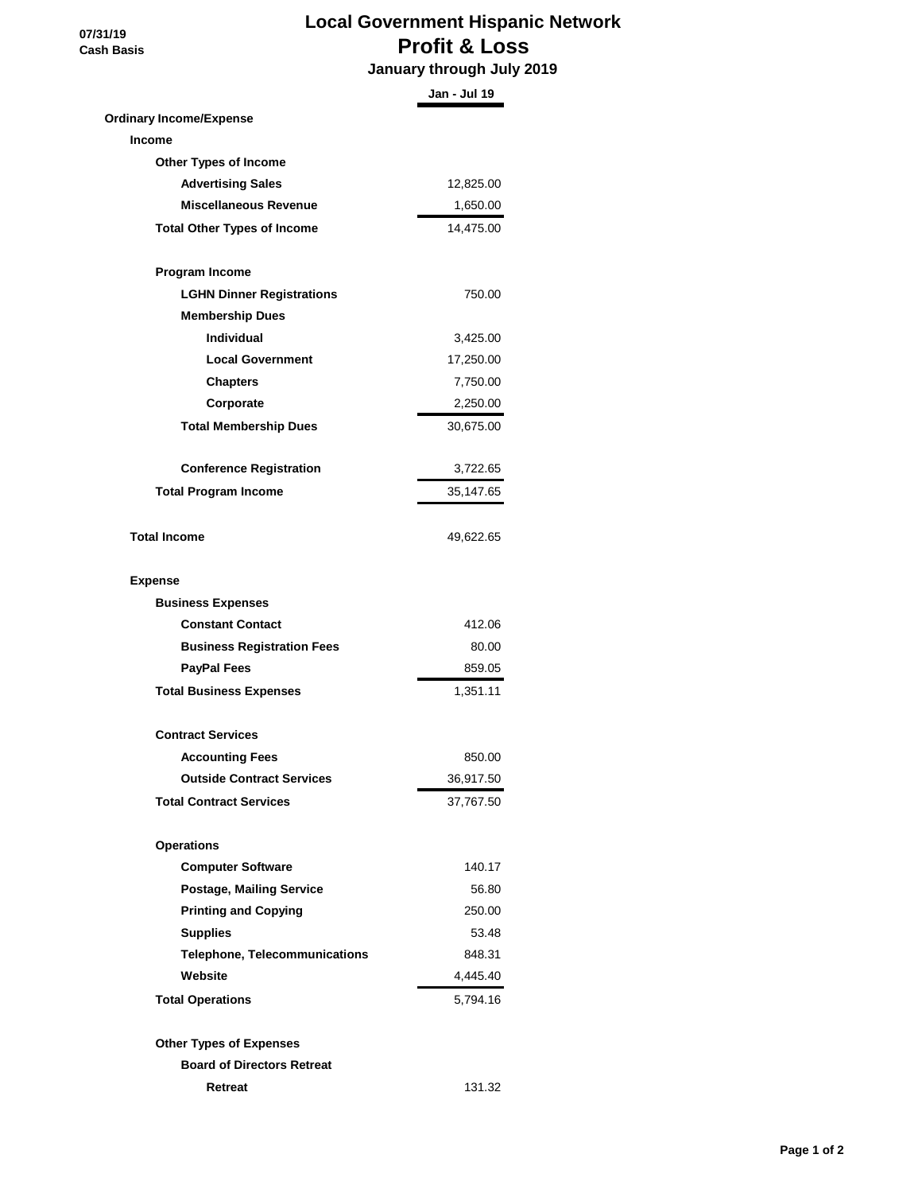**07/31/19**
**Cash Basis**

# Local Government Hispanic Network
## Profit & Loss
### January through July 2019

| | Jan - Jul 19 |
|---|---|
| **Ordinary Income/Expense** | |
| **Income** | |
| **Other Types of Income** | |
| **Advertising Sales** | 12,825.00 |
| **Miscellaneous Revenue** | 1,650.00 |
| **Total Other Types of Income** | 14,475.00 |
| | |
| **Program Income** | |
| **LGHN Dinner Registrations** | 750.00 |
| **Membership Dues** | |
| **Individual** | 3,425.00 |
| **Local Government** | 17,250.00 |
| **Chapters** | 7,750.00 |
| **Corporate** | 2,250.00 |
| **Total Membership Dues** | 30,675.00 |
| | |
| **Conference Registration** | 3,722.65 |
| **Total Program Income** | 35,147.65 |
| | |
| **Total Income** | 49,622.65 |
| | |
| **Expense** | |
| **Business Expenses** | |
| **Constant Contact** | 412.06 |
| **Business Registration Fees** | 80.00 |
| **PayPal Fees** | 859.05 |
| **Total Business Expenses** | 1,351.11 |
| | |
| **Contract Services** | |
| **Accounting Fees** | 850.00 |
| **Outside Contract Services** | 36,917.50 |
| **Total Contract Services** | 37,767.50 |
| | |
| **Operations** | |
| **Computer Software** | 140.17 |
| **Postage, Mailing Service** | 56.80 |
| **Printing and Copying** | 250.00 |
| **Supplies** | 53.48 |
| **Telephone, Telecommunications** | 848.31 |
| **Website** | 4,445.40 |
| **Total Operations** | 5,794.16 |
| | |
| **Other Types of Expenses** | |
| **Board of Directors Retreat** | |
| **Retreat** | 131.32 |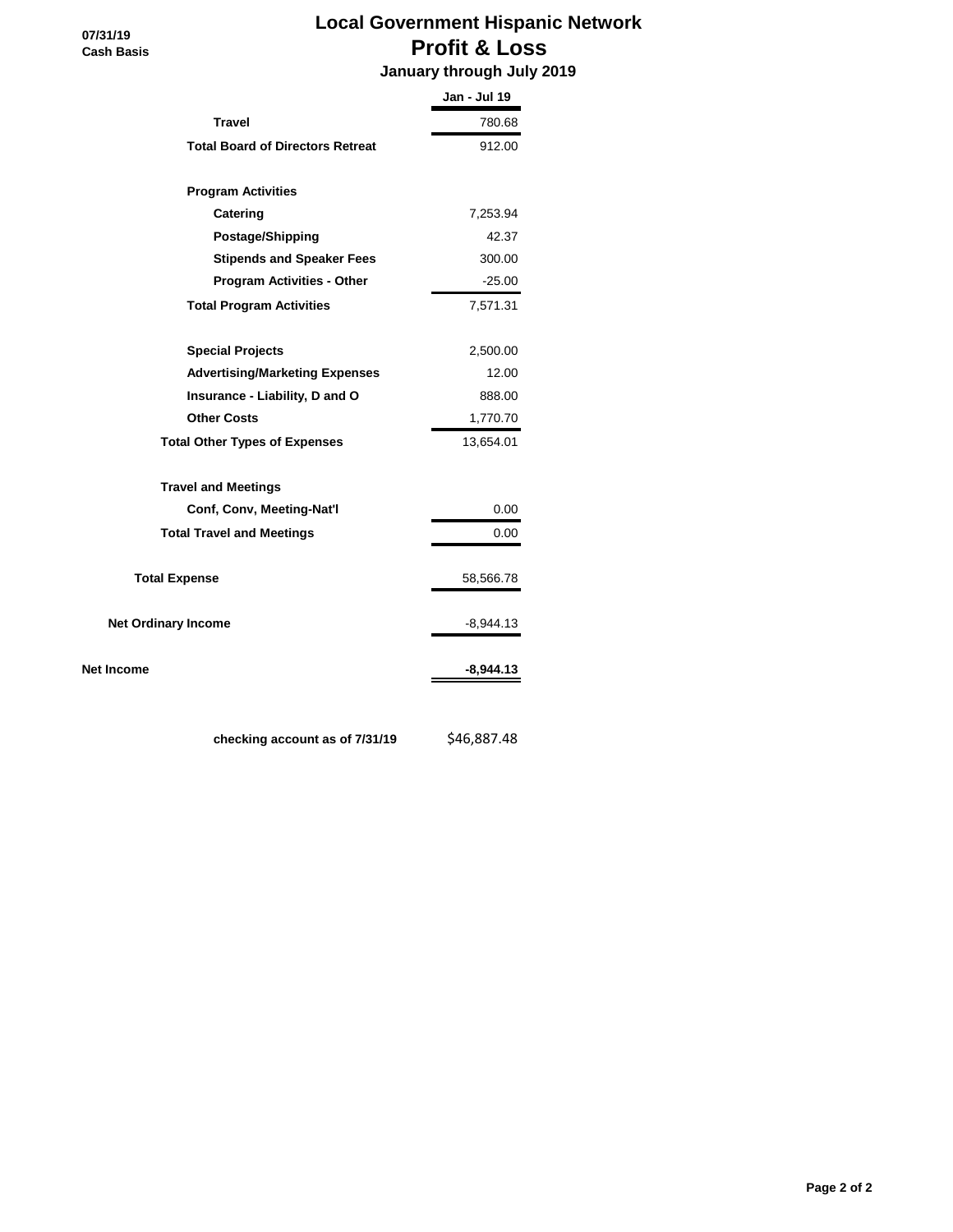07/31/19
Cash Basis

# Local Government Hispanic Network
## Profit & Loss
### January through July 2019

| | Jan - Jul 19 |
|---|---|
| Travel | 780.68 |
| Total Board of Directors Retreat | 912.00 |
| | |
| Program Activities | |
| Catering | 7,253.94 |
| Postage/Shipping | 42.37 |
| Stipends and Speaker Fees | 300.00 |
| Program Activities - Other | -25.00 |
| Total Program Activities | 7,571.31 |
| | |
| Special Projects | 2,500.00 |
| Advertising/Marketing Expenses | 12.00 |
| Insurance - Liability, D and O | 888.00 |
| Other Costs | 1,770.70 |
| Total Other Types of Expenses | 13,654.01 |
| | |
| Travel and Meetings | |
| Conf, Conv, Meeting-Nat'l | 0.00 |
| Total Travel and Meetings | 0.00 |
| | |
| Total Expense | 58,566.78 |
| | |
| Net Ordinary Income | -8,944.13 |
| | |
| Net Income | -8,944.13 |

checking account as of 7/31/19 $46,887.48